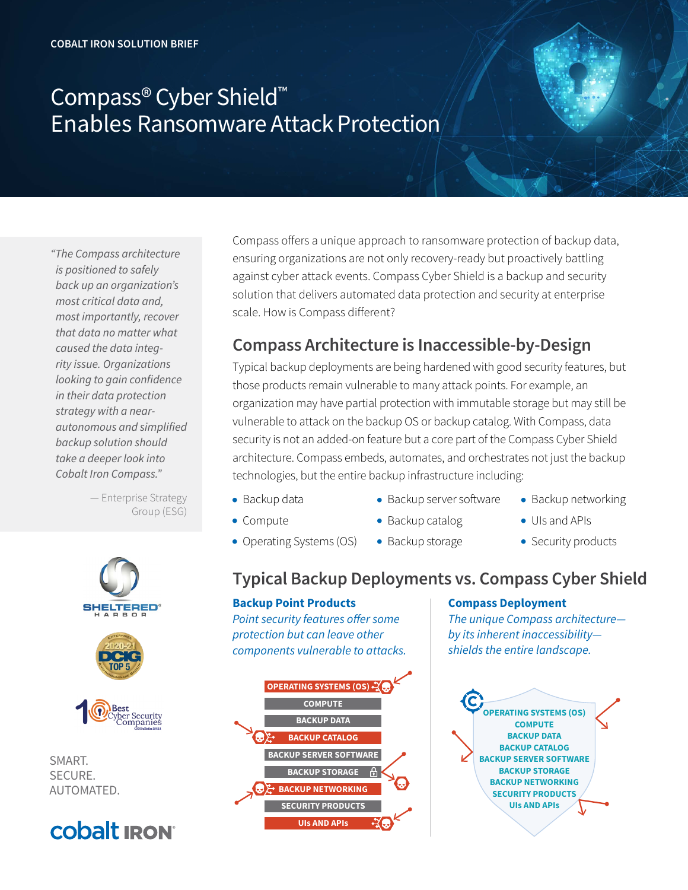COBALT IRON SOLUTION BRIEF

# Compass® Cyber Shield™ Enables Ransomware Attack Protection

*"The Compass architecture is positioned to safely back up an organization's most critical data and, most importantly, recover that data no matter what caused the data integrity issue. Organizations looking to gain confidence in their data protection strategy with a near-autonomous and simplified backup solution should take a deeper look into Cobalt Iron Compass."*

— Enterprise Strategy Group (ESG)

SMART.
SECURE.
AUTOMATED.

Compass offers a unique approach to ransomware protection of backup data, ensuring organizations are not only recovery-ready but proactively battling against cyber attack events. Compass Cyber Shield is a backup and security solution that delivers automated data protection and security at enterprise scale. How is Compass different?

## Compass Architecture is Inaccessible-by-Design

Typical backup deployments are being hardened with good security features, but those products remain vulnerable to many attack points. For example, an organization may have partial protection with immutable storage but may still be vulnerable to attack on the backup OS or backup catalog. With Compass, data security is not an added-on feature but a core part of the Compass Cyber Shield architecture. Compass embeds, automates, and orchestrates not just the backup technologies, but the entire backup infrastructure including:

- Backup data
- Compute
- Operating Systems (OS)
- Backup server software
- Backup catalog
- Backup storage
- Backup networking
- UIs and APIs
- Security products

## Typical Backup Deployments vs. Compass Cyber Shield

### Backup Point Products

*Point security features offer some protection but can leave other components vulnerable to attacks.*

OPERATING SYSTEMS (OS)
COMPUTE
BACKUP DATA
BACKUP CATALOG
BACKUP SERVER SOFTWARE
BACKUP STORAGE
BACKUP NETWORKING
SECURITY PRODUCTS
UIs AND APIs

### Compass Deployment

*The unique Compass architecture—by its inherent inaccessibility—shields the entire landscape.*

OPERATING SYSTEMS (OS)
COMPUTE
BACKUP DATA
BACKUP CATALOG
BACKUP SERVER SOFTWARE
BACKUP STORAGE
BACKUP NETWORKING
SECURITY PRODUCTS
UIs AND APIs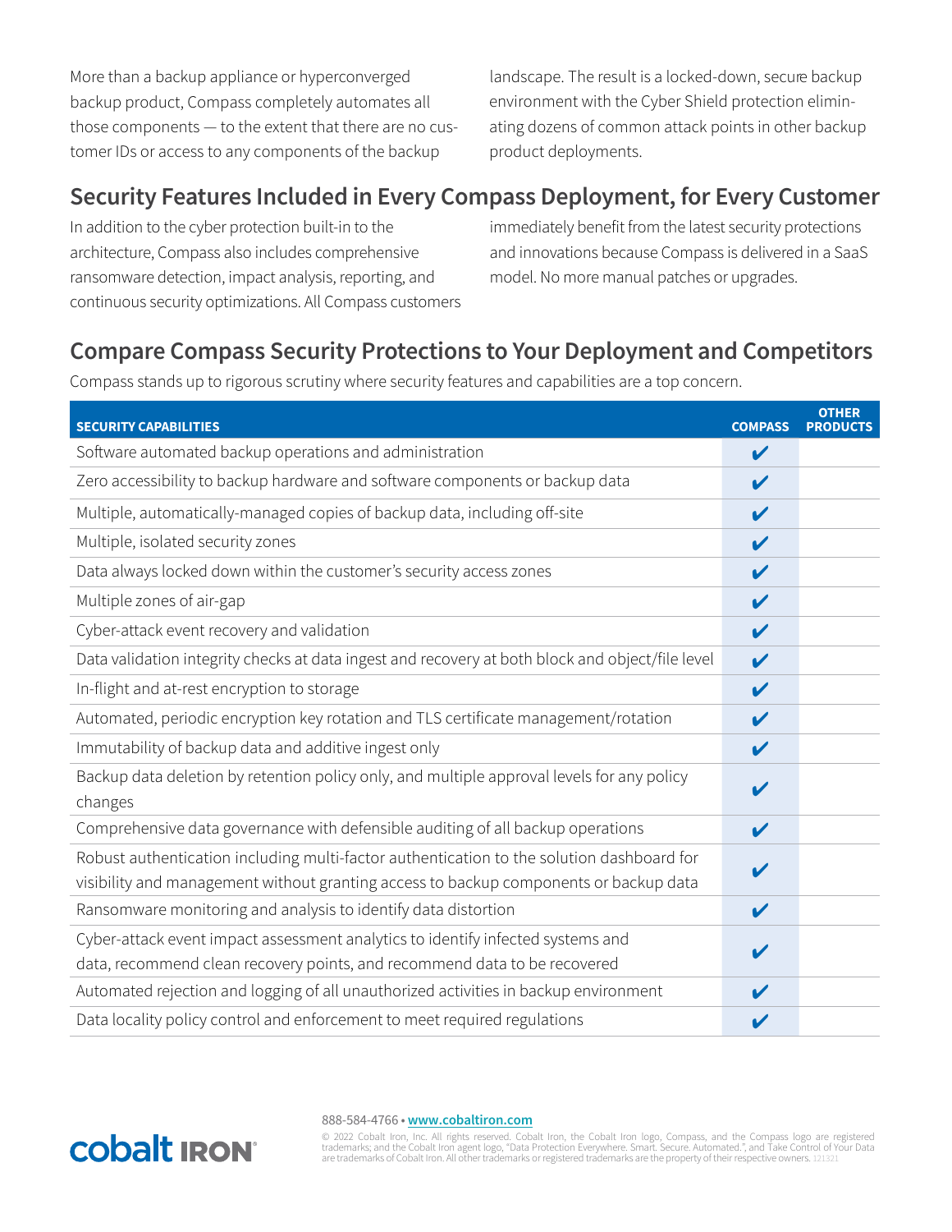More than a backup appliance or hyperconverged backup product, Compass completely automates all those components — to the extent that there are no customer IDs or access to any components of the backup landscape. The result is a locked-down, secure backup environment with the Cyber Shield protection eliminating dozens of common attack points in other backup product deployments.

## Security Features Included in Every Compass Deployment, for Every Customer

In addition to the cyber protection built-in to the architecture, Compass also includes comprehensive ransomware detection, impact analysis, reporting, and continuous security optimizations. All Compass customers immediately benefit from the latest security protections and innovations because Compass is delivered in a SaaS model. No more manual patches or upgrades.

## Compare Compass Security Protections to Your Deployment and Competitors

Compass stands up to rigorous scrutiny where security features and capabilities are a top concern.

| SECURITY CAPABILITIES | COMPASS | OTHER PRODUCTS |
|---|---|---|
| Software automated backup operations and administration | ✔ | |
| Zero accessibility to backup hardware and software components or backup data | ✔ | |
| Multiple, automatically-managed copies of backup data, including off-site | ✔ | |
| Multiple, isolated security zones | ✔ | |
| Data always locked down within the customer's security access zones | ✔ | |
| Multiple zones of air-gap | ✔ | |
| Cyber-attack event recovery and validation | ✔ | |
| Data validation integrity checks at data ingest and recovery at both block and object/file level | ✔ | |
| In-flight and at-rest encryption to storage | ✔ | |
| Automated, periodic encryption key rotation and TLS certificate management/rotation | ✔ | |
| Immutability of backup data and additive ingest only | ✔ | |
| Backup data deletion by retention policy only, and multiple approval levels for any policy changes | ✔ | |
| Comprehensive data governance with defensible auditing of all backup operations | ✔ | |
| Robust authentication including multi-factor authentication to the solution dashboard for visibility and management without granting access to backup components or backup data | ✔ | |
| Ransomware monitoring and analysis to identify data distortion | ✔ | |
| Cyber-attack event impact assessment analytics to identify infected systems and data, recommend clean recovery points, and recommend data to be recovered | ✔ | |
| Automated rejection and logging of all unauthorized activities in backup environment | ✔ | |
| Data locality policy control and enforcement to meet required regulations | ✔ | |

cobalt IRON®

888-584-4766 • **www.cobaltiron.com**

© 2022 Cobalt Iron, Inc. All rights reserved. Cobalt Iron, the Cobalt Iron logo, Compass, and the Compass logo are registered trademarks; and the Cobalt Iron agent logo, "Data Protection Everywhere. Smart. Secure. Automated.", and Take Control of Your Data are trademarks of Cobalt Iron. All other trademarks or registered trademarks are the property of their respective owners. 121321